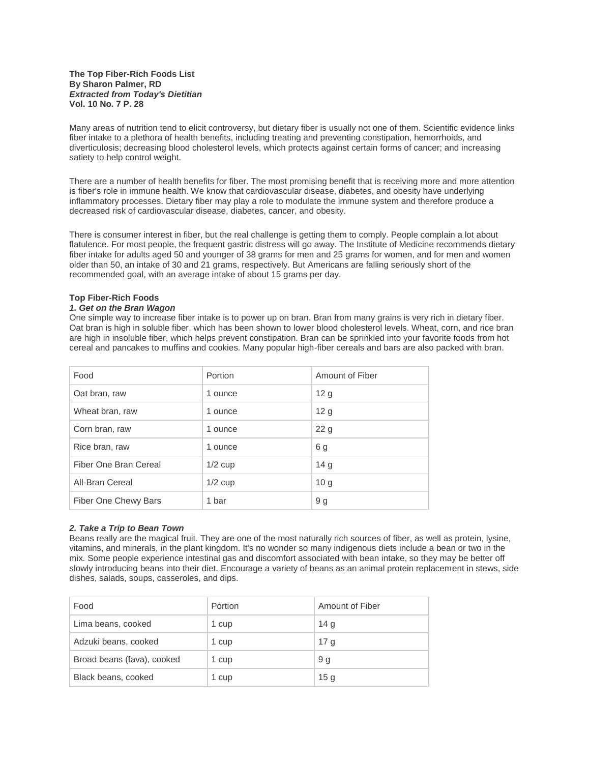**The Top Fiber-Rich Foods List**
**By Sharon Palmer, RD**
***Extracted from Today's Dietitian***
**Vol. 10 No. 7 P. 28**

Many areas of nutrition tend to elicit controversy, but dietary fiber is usually not one of them. Scientific evidence links fiber intake to a plethora of health benefits, including treating and preventing constipation, hemorrhoids, and diverticulosis; decreasing blood cholesterol levels, which protects against certain forms of cancer; and increasing satiety to help control weight.

There are a number of health benefits for fiber. The most promising benefit that is receiving more and more attention is fiber's role in immune health. We know that cardiovascular disease, diabetes, and obesity have underlying inflammatory processes. Dietary fiber may play a role to modulate the immune system and therefore produce a decreased risk of cardiovascular disease, diabetes, cancer, and obesity.

There is consumer interest in fiber, but the real challenge is getting them to comply. People complain a lot about flatulence. For most people, the frequent gastric distress will go away. The Institute of Medicine recommends dietary fiber intake for adults aged 50 and younger of 38 grams for men and 25 grams for women, and for men and women older than 50, an intake of 30 and 21 grams, respectively. But Americans are falling seriously short of the recommended goal, with an average intake of about 15 grams per day.

**Top Fiber-Rich Foods**

***1. Get on the Bran Wagon***

One simple way to increase fiber intake is to power up on bran. Bran from many grains is very rich in dietary fiber. Oat bran is high in soluble fiber, which has been shown to lower blood cholesterol levels. Wheat, corn, and rice bran are high in insoluble fiber, which helps prevent constipation. Bran can be sprinkled into your favorite foods from hot cereal and pancakes to muffins and cookies. Many popular high-fiber cereals and bars are also packed with bran.

| Food | Portion | Amount of Fiber |
|---|---|---|
| Oat bran, raw | 1 ounce | 12 g |
| Wheat bran, raw | 1 ounce | 12 g |
| Corn bran, raw | 1 ounce | 22 g |
| Rice bran, raw | 1 ounce | 6 g |
| Fiber One Bran Cereal | 1/2 cup | 14 g |
| All-Bran Cereal | 1/2 cup | 10 g |
| Fiber One Chewy Bars | 1 bar | 9 g |

***2. Take a Trip to Bean Town***

Beans really are the magical fruit. They are one of the most naturally rich sources of fiber, as well as protein, lysine, vitamins, and minerals, in the plant kingdom. It's no wonder so many indigenous diets include a bean or two in the mix. Some people experience intestinal gas and discomfort associated with bean intake, so they may be better off slowly introducing beans into their diet. Encourage a variety of beans as an animal protein replacement in stews, side dishes, salads, soups, casseroles, and dips.

| Food | Portion | Amount of Fiber |
|---|---|---|
| Lima beans, cooked | 1 cup | 14 g |
| Adzuki beans, cooked | 1 cup | 17 g |
| Broad beans (fava), cooked | 1 cup | 9 g |
| Black beans, cooked | 1 cup | 15 g |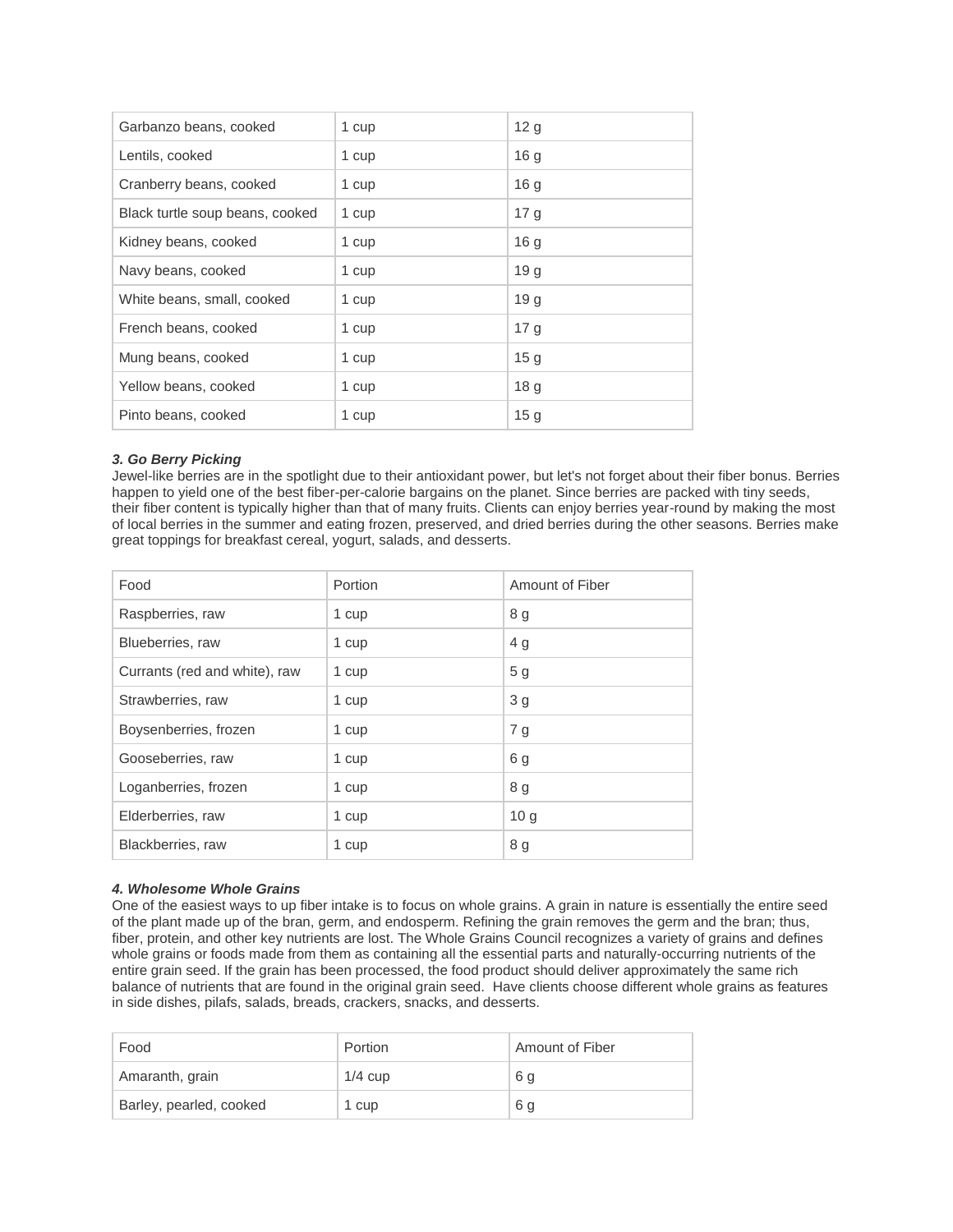| Garbanzo beans, cooked | 1 cup | 12 g |
| --- | --- | --- |
| Lentils, cooked | 1 cup | 16 g |
| Cranberry beans, cooked | 1 cup | 16 g |
| Black turtle soup beans, cooked | 1 cup | 17 g |
| Kidney beans, cooked | 1 cup | 16 g |
| Navy beans, cooked | 1 cup | 19 g |
| White beans, small, cooked | 1 cup | 19 g |
| French beans, cooked | 1 cup | 17 g |
| Mung beans, cooked | 1 cup | 15 g |
| Yellow beans, cooked | 1 cup | 18 g |
| Pinto beans, cooked | 1 cup | 15 g |

***3. Go Berry Picking***

Jewel-like berries are in the spotlight due to their antioxidant power, but let's not forget about their fiber bonus. Berries happen to yield one of the best fiber-per-calorie bargains on the planet. Since berries are packed with tiny seeds, their fiber content is typically higher than that of many fruits. Clients can enjoy berries year-round by making the most of local berries in the summer and eating frozen, preserved, and dried berries during the other seasons. Berries make great toppings for breakfast cereal, yogurt, salads, and desserts.

| Food | Portion | Amount of Fiber |
| --- | --- | --- |
| Raspberries, raw | 1 cup | 8 g |
| Blueberries, raw | 1 cup | 4 g |
| Currants (red and white), raw | 1 cup | 5 g |
| Strawberries, raw | 1 cup | 3 g |
| Boysenberries, frozen | 1 cup | 7 g |
| Gooseberries, raw | 1 cup | 6 g |
| Loganberries, frozen | 1 cup | 8 g |
| Elderberries, raw | 1 cup | 10 g |
| Blackberries, raw | 1 cup | 8 g |

***4. Wholesome Whole Grains***

One of the easiest ways to up fiber intake is to focus on whole grains. A grain in nature is essentially the entire seed of the plant made up of the bran, germ, and endosperm. Refining the grain removes the germ and the bran; thus, fiber, protein, and other key nutrients are lost. The Whole Grains Council recognizes a variety of grains and defines whole grains or foods made from them as containing all the essential parts and naturally-occurring nutrients of the entire grain seed. If the grain has been processed, the food product should deliver approximately the same rich balance of nutrients that are found in the original grain seed. Have clients choose different whole grains as features in side dishes, pilafs, salads, breads, crackers, snacks, and desserts.

| Food | Portion | Amount of Fiber |
| --- | --- | --- |
| Amaranth, grain | 1/4 cup | 6 g |
| Barley, pearled, cooked | 1 cup | 6 g |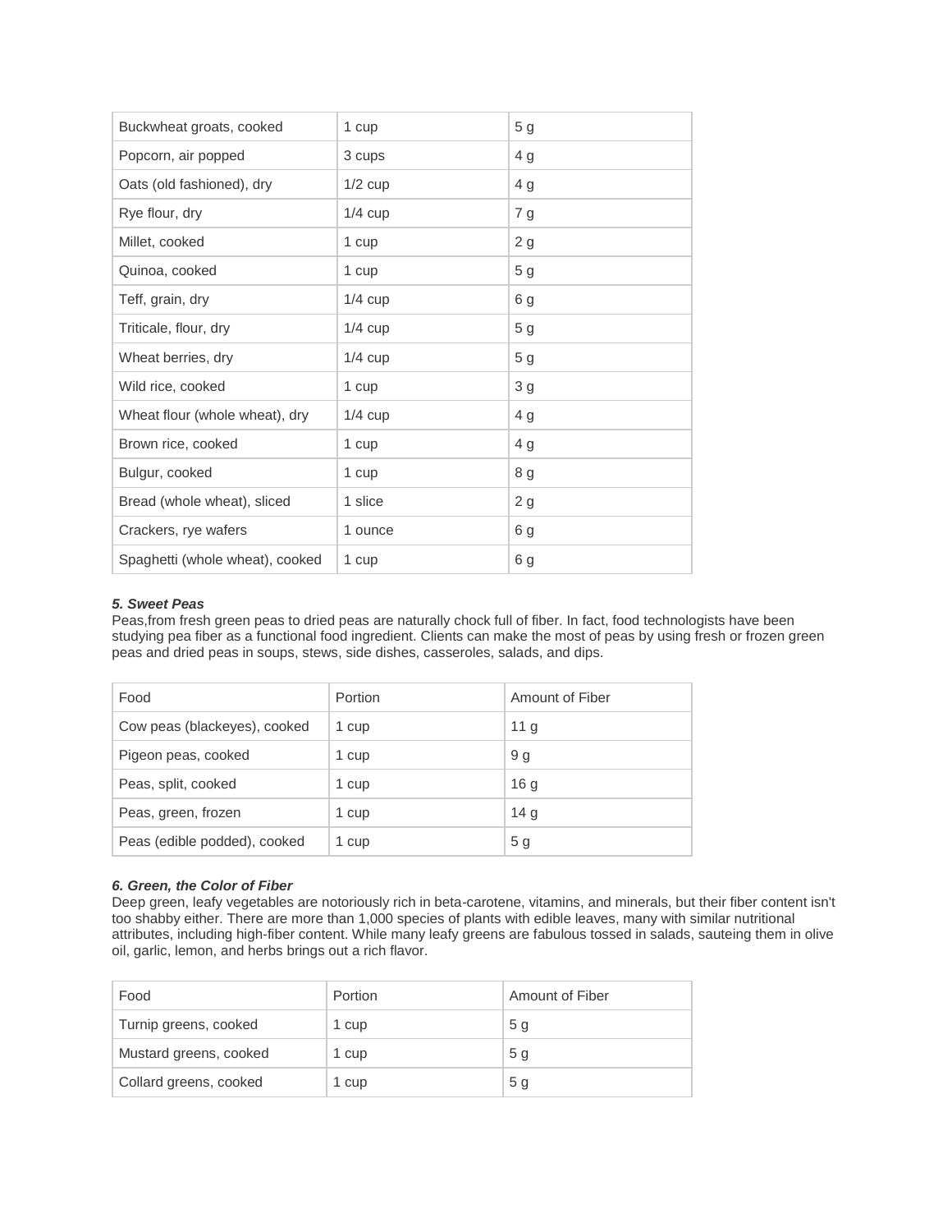| Buckwheat groats, cooked | 1 cup | 5 g |
| --- | --- | --- |
| Popcorn, air popped | 3 cups | 4 g |
| Oats (old fashioned), dry | 1/2 cup | 4 g |
| Rye flour, dry | 1/4 cup | 7 g |
| Millet, cooked | 1 cup | 2 g |
| Quinoa, cooked | 1 cup | 5 g |
| Teff, grain, dry | 1/4 cup | 6 g |
| Triticale, flour, dry | 1/4 cup | 5 g |
| Wheat berries, dry | 1/4 cup | 5 g |
| Wild rice, cooked | 1 cup | 3 g |
| Wheat flour (whole wheat), dry | 1/4 cup | 4 g |
| Brown rice, cooked | 1 cup | 4 g |
| Bulgur, cooked | 1 cup | 8 g |
| Bread (whole wheat), sliced | 1 slice | 2 g |
| Crackers, rye wafers | 1 ounce | 6 g |
| Spaghetti (whole wheat), cooked | 1 cup | 6 g |

***5. Sweet Peas***

Peas,from fresh green peas to dried peas are naturally chock full of fiber. In fact, food technologists have been studying pea fiber as a functional food ingredient. Clients can make the most of peas by using fresh or frozen green peas and dried peas in soups, stews, side dishes, casseroles, salads, and dips.

| Food | Portion | Amount of Fiber |
| --- | --- | --- |
| Cow peas (blackeyes), cooked | 1 cup | 11 g |
| Pigeon peas, cooked | 1 cup | 9 g |
| Peas, split, cooked | 1 cup | 16 g |
| Peas, green, frozen | 1 cup | 14 g |
| Peas (edible podded), cooked | 1 cup | 5 g |

***6. Green, the Color of Fiber***

Deep green, leafy vegetables are notoriously rich in beta-carotene, vitamins, and minerals, but their fiber content isn't too shabby either. There are more than 1,000 species of plants with edible leaves, many with similar nutritional attributes, including high-fiber content. While many leafy greens are fabulous tossed in salads, sauteing them in olive oil, garlic, lemon, and herbs brings out a rich flavor.

| Food | Portion | Amount of Fiber |
| --- | --- | --- |
| Turnip greens, cooked | 1 cup | 5 g |
| Mustard greens, cooked | 1 cup | 5 g |
| Collard greens, cooked | 1 cup | 5 g |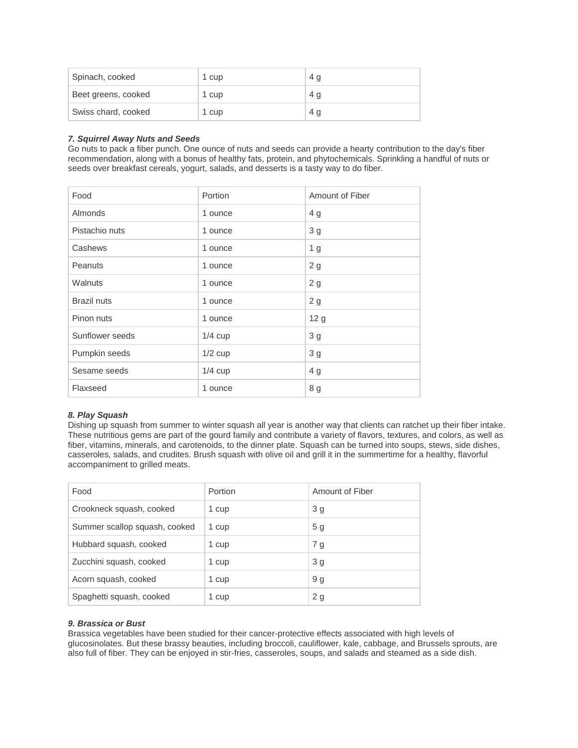| Spinach, cooked | 1 cup | 4 g |
|---|---|---|
| Beet greens, cooked | 1 cup | 4 g |
| Swiss chard, cooked | 1 cup | 4 g |

***7. Squirrel Away Nuts and Seeds***
Go nuts to pack a fiber punch. One ounce of nuts and seeds can provide a hearty contribution to the day's fiber recommendation, along with a bonus of healthy fats, protein, and phytochemicals. Sprinkling a handful of nuts or seeds over breakfast cereals, yogurt, salads, and desserts is a tasty way to do fiber.

| Food | Portion | Amount of Fiber |
|---|---|---|
| Almonds | 1 ounce | 4 g |
| Pistachio nuts | 1 ounce | 3 g |
| Cashews | 1 ounce | 1 g |
| Peanuts | 1 ounce | 2 g |
| Walnuts | 1 ounce | 2 g |
| Brazil nuts | 1 ounce | 2 g |
| Pinon nuts | 1 ounce | 12 g |
| Sunflower seeds | 1/4 cup | 3 g |
| Pumpkin seeds | 1/2 cup | 3 g |
| Sesame seeds | 1/4 cup | 4 g |
| Flaxseed | 1 ounce | 8 g |

***8. Play Squash***
Dishing up squash from summer to winter squash all year is another way that clients can ratchet up their fiber intake. These nutritious gems are part of the gourd family and contribute a variety of flavors, textures, and colors, as well as fiber, vitamins, minerals, and carotenoids, to the dinner plate. Squash can be turned into soups, stews, side dishes, casseroles, salads, and crudites. Brush squash with olive oil and grill it in the summertime for a healthy, flavorful accompaniment to grilled meats.

| Food | Portion | Amount of Fiber |
|---|---|---|
| Crookneck squash, cooked | 1 cup | 3 g |
| Summer scallop squash, cooked | 1 cup | 5 g |
| Hubbard squash, cooked | 1 cup | 7 g |
| Zucchini squash, cooked | 1 cup | 3 g |
| Acorn squash, cooked | 1 cup | 9 g |
| Spaghetti squash, cooked | 1 cup | 2 g |

***9. Brassica or Bust***
Brassica vegetables have been studied for their cancer-protective effects associated with high levels of glucosinolates. But these brassy beauties, including broccoli, cauliflower, kale, cabbage, and Brussels sprouts, are also full of fiber. They can be enjoyed in stir-fries, casseroles, soups, and salads and steamed as a side dish.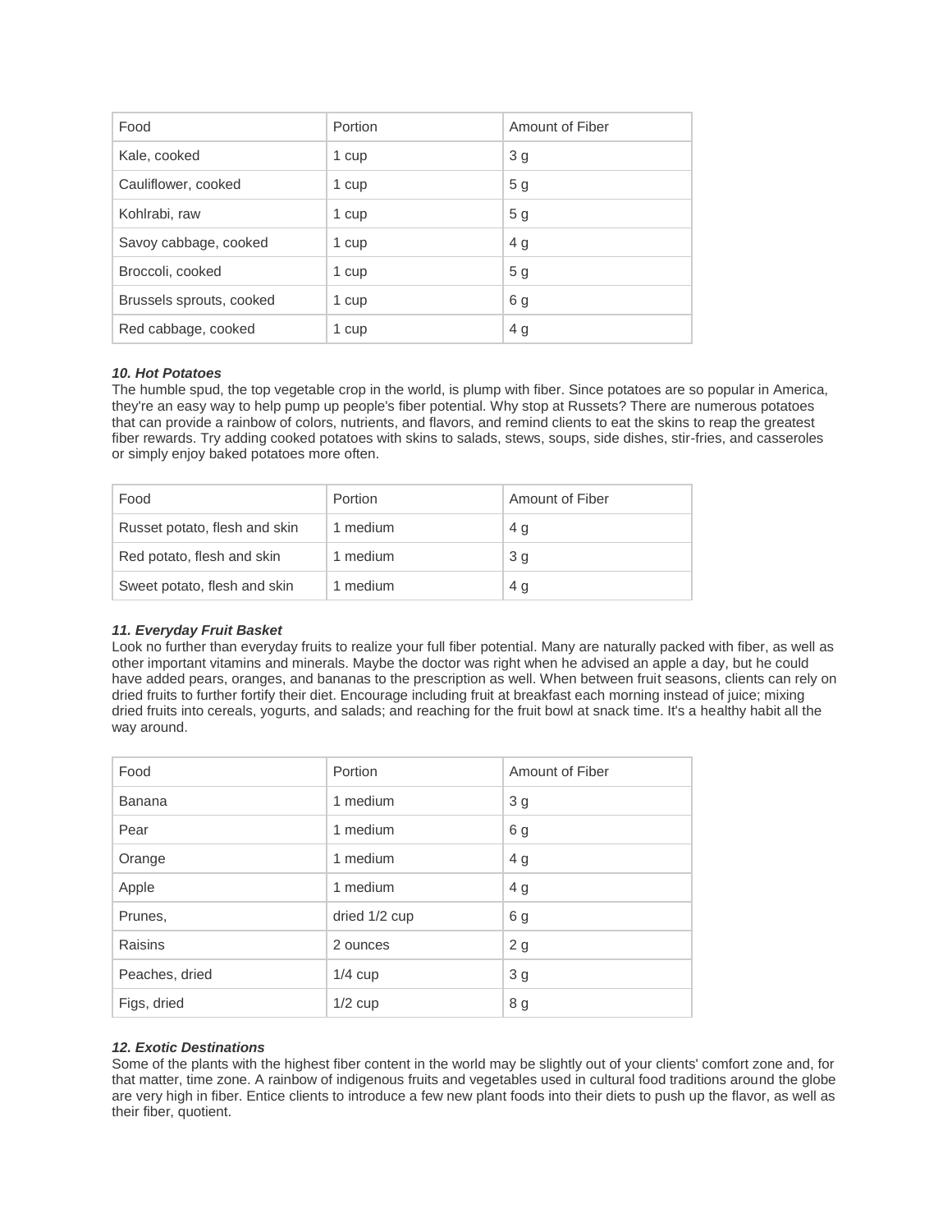| Food | Portion | Amount of Fiber |
| --- | --- | --- |
| Kale, cooked | 1 cup | 3 g |
| Cauliflower, cooked | 1 cup | 5 g |
| Kohlrabi, raw | 1 cup | 5 g |
| Savoy cabbage, cooked | 1 cup | 4 g |
| Broccoli, cooked | 1 cup | 5 g |
| Brussels sprouts, cooked | 1 cup | 6 g |
| Red cabbage, cooked | 1 cup | 4 g |

***10. Hot Potatoes***
The humble spud, the top vegetable crop in the world, is plump with fiber. Since potatoes are so popular in America, they're an easy way to help pump up people's fiber potential. Why stop at Russets? There are numerous potatoes that can provide a rainbow of colors, nutrients, and flavors, and remind clients to eat the skins to reap the greatest fiber rewards. Try adding cooked potatoes with skins to salads, stews, soups, side dishes, stir-fries, and casseroles or simply enjoy baked potatoes more often.

| Food | Portion | Amount of Fiber |
| --- | --- | --- |
| Russet potato, flesh and skin | 1 medium | 4 g |
| Red potato, flesh and skin | 1 medium | 3 g |
| Sweet potato, flesh and skin | 1 medium | 4 g |

***11. Everyday Fruit Basket***
Look no further than everyday fruits to realize your full fiber potential. Many are naturally packed with fiber, as well as other important vitamins and minerals. Maybe the doctor was right when he advised an apple a day, but he could have added pears, oranges, and bananas to the prescription as well. When between fruit seasons, clients can rely on dried fruits to further fortify their diet. Encourage including fruit at breakfast each morning instead of juice; mixing dried fruits into cereals, yogurts, and salads; and reaching for the fruit bowl at snack time. It's a healthy habit all the way around.

| Food | Portion | Amount of Fiber |
| --- | --- | --- |
| Banana | 1 medium | 3 g |
| Pear | 1 medium | 6 g |
| Orange | 1 medium | 4 g |
| Apple | 1 medium | 4 g |
| Prunes, | dried 1/2 cup | 6 g |
| Raisins | 2 ounces | 2 g |
| Peaches, dried | 1/4 cup | 3 g |
| Figs, dried | 1/2 cup | 8 g |

***12. Exotic Destinations***
Some of the plants with the highest fiber content in the world may be slightly out of your clients' comfort zone and, for that matter, time zone. A rainbow of indigenous fruits and vegetables used in cultural food traditions around the globe are very high in fiber. Entice clients to introduce a few new plant foods into their diets to push up the flavor, as well as their fiber, quotient.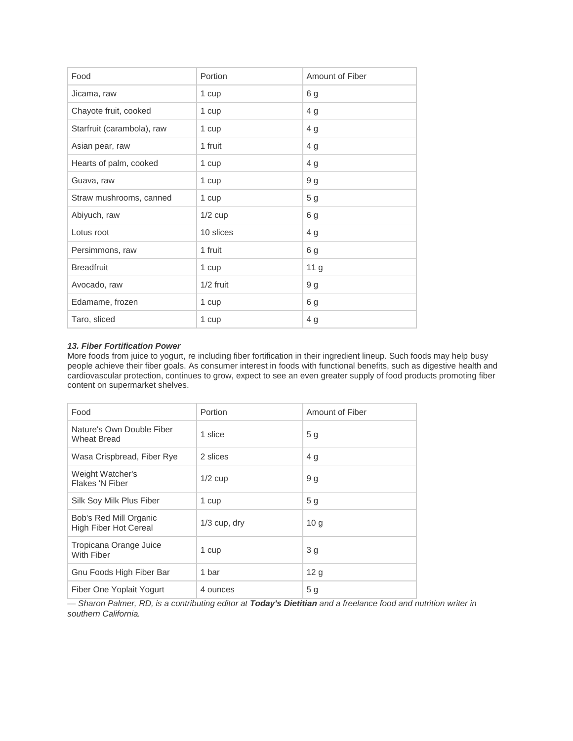| Food | Portion | Amount of Fiber |
|---|---|---|
| Jicama, raw | 1 cup | 6 g |
| Chayote fruit, cooked | 1 cup | 4 g |
| Starfruit (carambola), raw | 1 cup | 4 g |
| Asian pear, raw | 1 fruit | 4 g |
| Hearts of palm, cooked | 1 cup | 4 g |
| Guava, raw | 1 cup | 9 g |
| Straw mushrooms, canned | 1 cup | 5 g |
| Abiyuch, raw | 1/2 cup | 6 g |
| Lotus root | 10 slices | 4 g |
| Persimmons, raw | 1 fruit | 6 g |
| Breadfruit | 1 cup | 11 g |
| Avocado, raw | 1/2 fruit | 9 g |
| Edamame, frozen | 1 cup | 6 g |
| Taro, sliced | 1 cup | 4 g |

***13. Fiber Fortification Power***

More foods from juice to yogurt, re including fiber fortification in their ingredient lineup. Such foods may help busy people achieve their fiber goals. As consumer interest in foods with functional benefits, such as digestive health and cardiovascular protection, continues to grow, expect to see an even greater supply of food products promoting fiber content on supermarket shelves.

| Food | Portion | Amount of Fiber |
|---|---|---|
| Nature's Own Double Fiber Wheat Bread | 1 slice | 5 g |
| Wasa Crispbread, Fiber Rye | 2 slices | 4 g |
| Weight Watcher's Flakes 'N Fiber | 1/2 cup | 9 g |
| Silk Soy Milk Plus Fiber | 1 cup | 5 g |
| Bob's Red Mill Organic High Fiber Hot Cereal | 1/3 cup, dry | 10 g |
| Tropicana Orange Juice With Fiber | 1 cup | 3 g |
| Gnu Foods High Fiber Bar | 1 bar | 12 g |
| Fiber One Yoplait Yogurt | 4 ounces | 5 g |

*— Sharon Palmer, RD, is a contributing editor at **Today's Dietitian** and a freelance food and nutrition writer in southern California.*